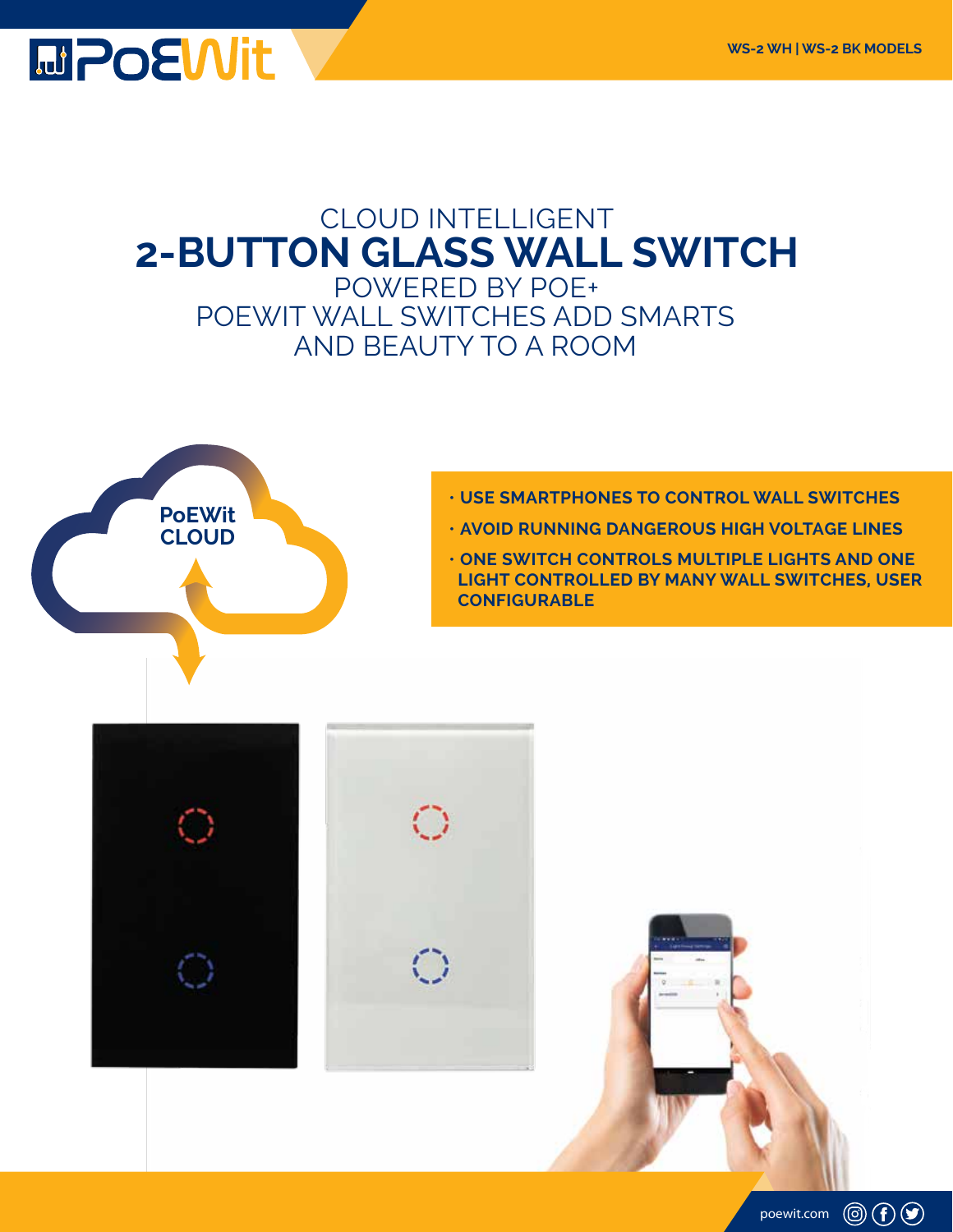WS-2 WH | WS-2 BK MODELS

# CLOUD INTELLIGENT
# 2-BUTTON GLASS WALL SWITCH

## POWERED BY POE+
## POEWIT WALL SWITCHES ADD SMARTS AND BEAUTY TO A ROOM

PoEWit CLOUD

- **USE SMARTPHONES TO CONTROL WALL SWITCHES**
- **AVOID RUNNING DANGEROUS HIGH VOLTAGE LINES**
- **ONE SWITCH CONTROLS MULTIPLE LIGHTS AND ONE LIGHT CONTROLLED BY MANY WALL SWITCHES, USER CONFIGURABLE**

poewit.com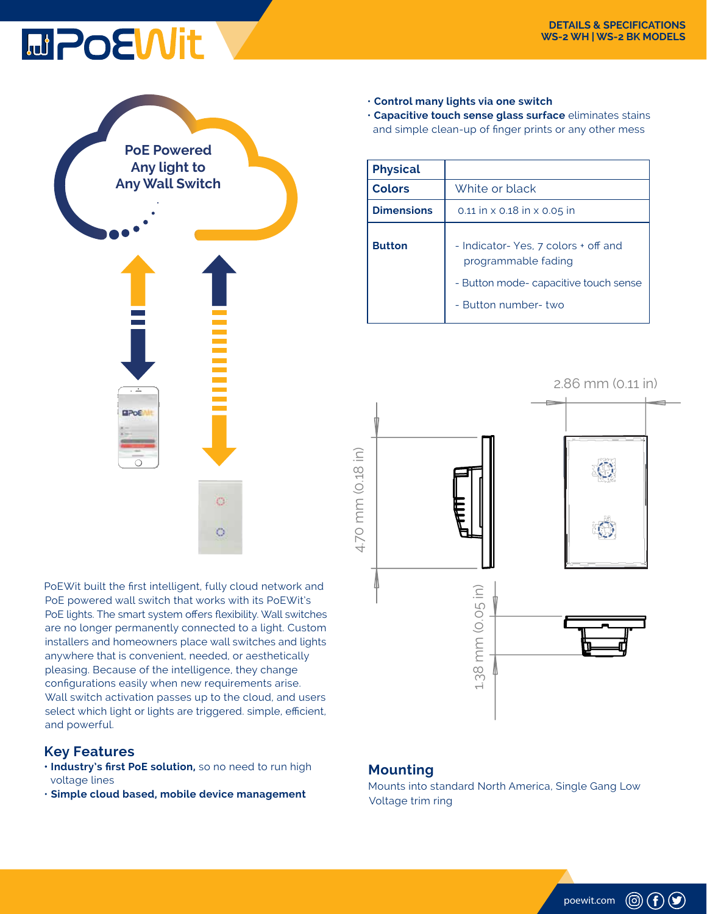DETAILS & SPECIFICATIONS
WS-2 WH | WS-2 BK MODELS

PoE Powered
Any light to
Any Wall Switch

- **Control many lights via one switch**
- **Capacitive touch sense glass surface** eliminates stains and simple clean-up of finger prints or any other mess

| Physical | |
|---|---|
| Colors | White or black |
| Dimensions | 0.11 in x 0.18 in x 0.05 in |
| Button | - Indicator- Yes, 7 colors + off and programmable fading<br>- Button mode- capacitive touch sense<br>- Button number- two |

2.86 mm (0.11 in)

4.70 mm (0.18 in)

1.38 mm (0.05 in)

PoEWit built the first intelligent, fully cloud network and PoE powered wall switch that works with its PoEWit's PoE lights. The smart system offers flexibility. Wall switches are no longer permanently connected to a light. Custom installers and homeowners place wall switches and lights anywhere that is convenient, needed, or aesthetically pleasing. Because of the intelligence, they change configurations easily when new requirements arise. Wall switch activation passes up to the cloud, and users select which light or lights are triggered. simple, efficient, and powerful.

## Key Features

- **Industry's first PoE solution,** so no need to run high voltage lines
- **Simple cloud based, mobile device management**

## Mounting

Mounts into standard North America, Single Gang Low Voltage trim ring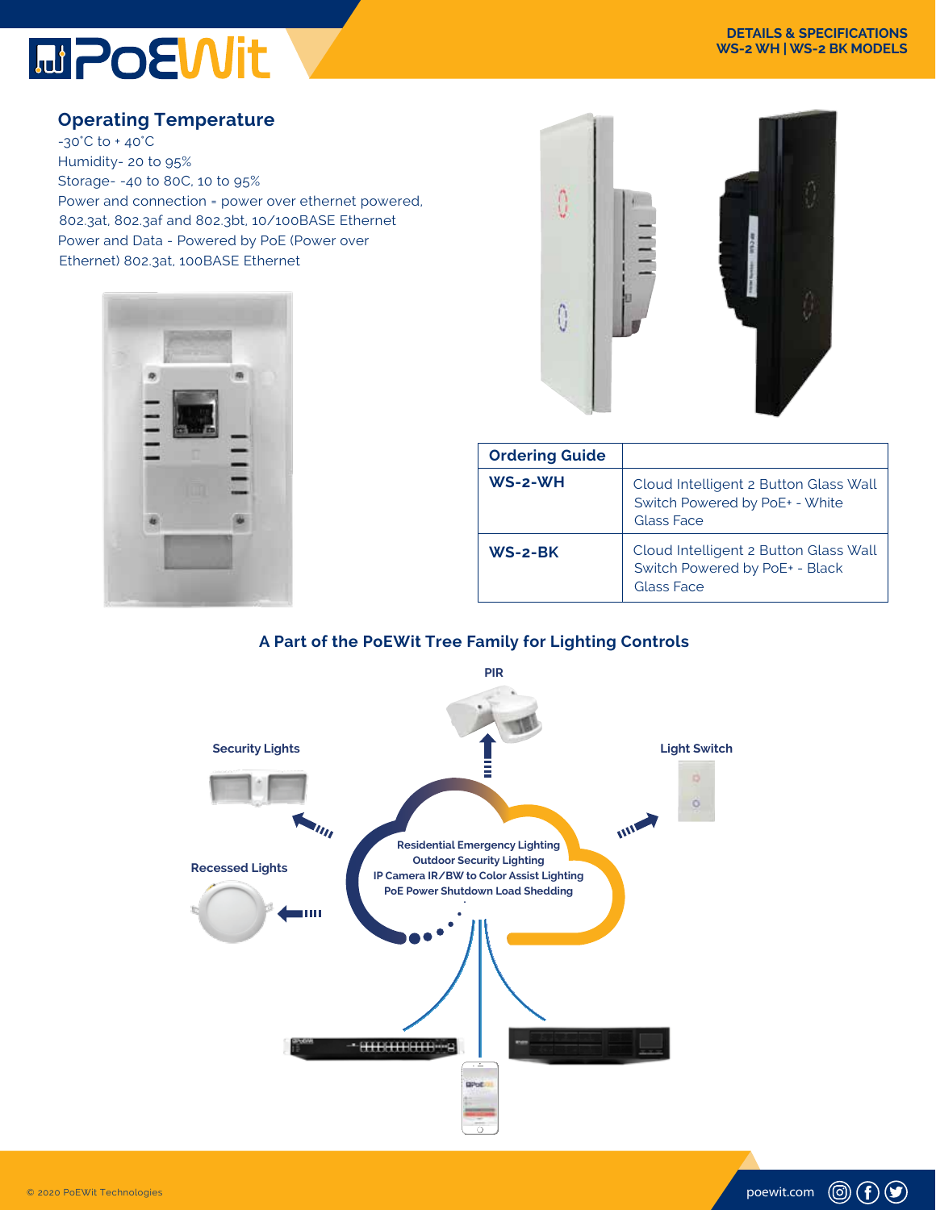DETAILS & SPECIFICATIONS
WS-2 WH | WS-2 BK MODELS

## Operating Temperature

-30˚C to + 40˚C
Humidity- 20 to 95%
Storage- -40 to 80C, 10 to 95%
Power and connection = power over ethernet powered, 802.3at, 802.3af and 802.3bt, 10/100BASE Ethernet
Power and Data - Powered by PoE (Power over Ethernet) 802.3at, 100BASE Ethernet

| Ordering Guide | |
|---|---|
| WS-2-WH | Cloud Intelligent 2 Button Glass Wall Switch Powered by PoE+ - White Glass Face |
| WS-2-BK | Cloud Intelligent 2 Button Glass Wall Switch Powered by PoE+ - Black Glass Face |

### A Part of the PoEWit Tree Family for Lighting Controls

PIR
Security Lights
Light Switch
Recessed Lights

Residential Emergency Lighting
Outdoor Security Lighting
IP Camera IR/BW to Color Assist Lighting
PoE Power Shutdown Load Shedding

© 2020 PoEWit Technologies

poewit.com